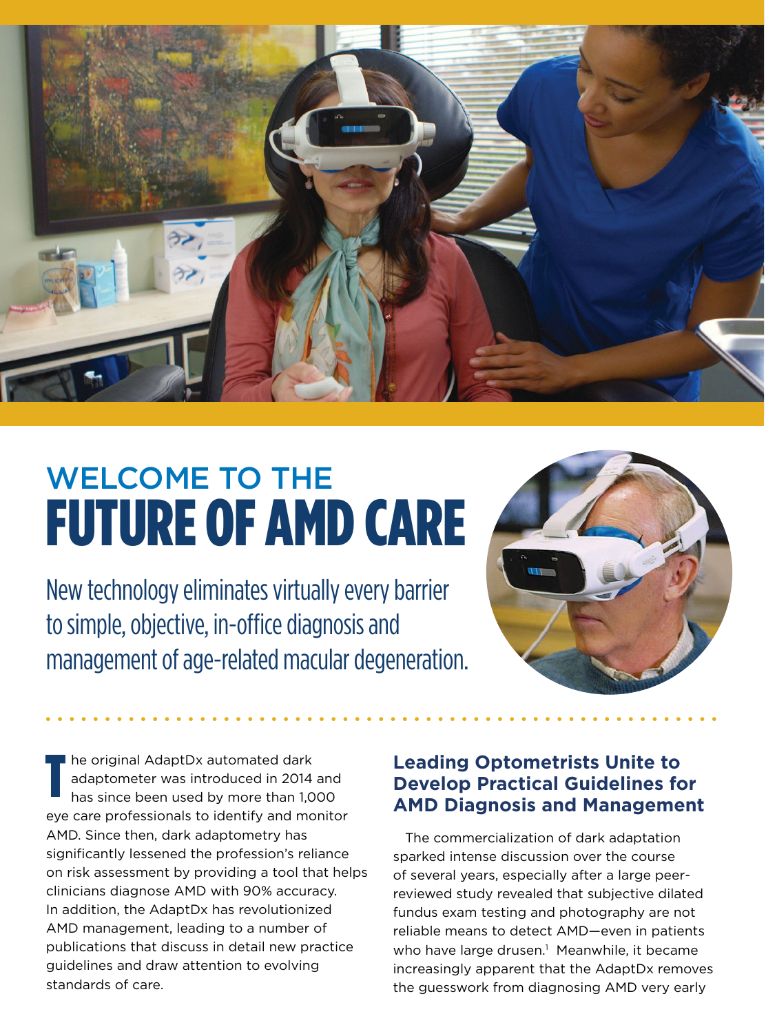# WELCOME TO THE FUTURE OF AMD CARE

New technology eliminates virtually every barrier to simple, objective, in-office diagnosis and management of age-related macular degeneration.

The original AdaptDx automated dark adaptometer was introduced in 2014 and has since been used by more than 1,000 eye care professionals to identify and monitor AMD. Since then, dark adaptometry has significantly lessened the profession's reliance on risk assessment by providing a tool that helps clinicians diagnose AMD with 90% accuracy. In addition, the AdaptDx has revolutionized AMD management, leading to a number of publications that discuss in detail new practice guidelines and draw attention to evolving standards of care.

## Leading Optometrists Unite to Develop Practical Guidelines for AMD Diagnosis and Management

The commercialization of dark adaptation sparked intense discussion over the course of several years, especially after a large peer-reviewed study revealed that subjective dilated fundus exam testing and photography are not reliable means to detect AMD—even in patients who have large drusen.[1] Meanwhile, it became increasingly apparent that the AdaptDx removes the guesswork from diagnosing AMD very early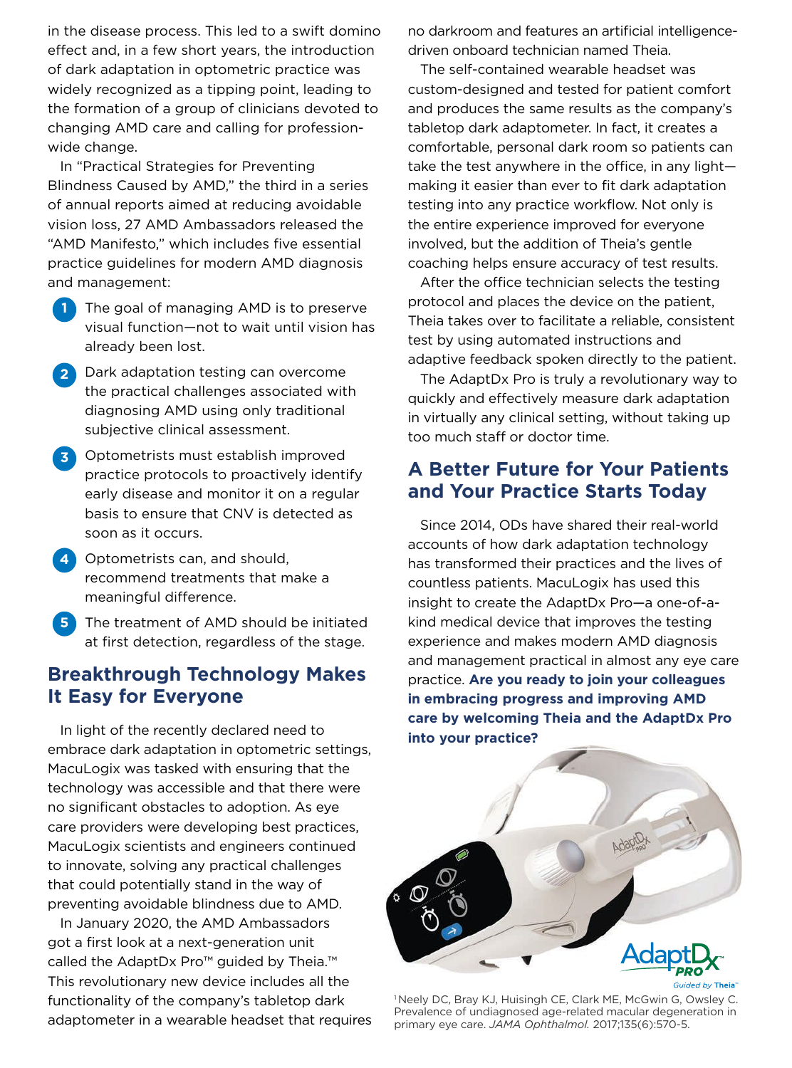in the disease process. This led to a swift domino effect and, in a few short years, the introduction of dark adaptation in optometric practice was widely recognized as a tipping point, leading to the formation of a group of clinicians devoted to changing AMD care and calling for profession-wide change.

In "Practical Strategies for Preventing Blindness Caused by AMD," the third in a series of annual reports aimed at reducing avoidable vision loss, 27 AMD Ambassadors released the "AMD Manifesto," which includes five essential practice guidelines for modern AMD diagnosis and management:

1. The goal of managing AMD is to preserve visual function—not to wait until vision has already been lost.
2. Dark adaptation testing can overcome the practical challenges associated with diagnosing AMD using only traditional subjective clinical assessment.
3. Optometrists must establish improved practice protocols to proactively identify early disease and monitor it on a regular basis to ensure that CNV is detected as soon as it occurs.
4. Optometrists can, and should, recommend treatments that make a meaningful difference.
5. The treatment of AMD should be initiated at first detection, regardless of the stage.

## Breakthrough Technology Makes It Easy for Everyone

In light of the recently declared need to embrace dark adaptation in optometric settings, MacuLogix was tasked with ensuring that the technology was accessible and that there were no significant obstacles to adoption. As eye care providers were developing best practices, MacuLogix scientists and engineers continued to innovate, solving any practical challenges that could potentially stand in the way of preventing avoidable blindness due to AMD.

In January 2020, the AMD Ambassadors got a first look at a next-generation unit called the AdaptDx Pro™ guided by Theia.™ This revolutionary new device includes all the functionality of the company's tabletop dark adaptometer in a wearable headset that requires no darkroom and features an artificial intelligence-driven onboard technician named Theia.

The self-contained wearable headset was custom-designed and tested for patient comfort and produces the same results as the company's tabletop dark adaptometer. In fact, it creates a comfortable, personal dark room so patients can take the test anywhere in the office, in any light—making it easier than ever to fit dark adaptation testing into any practice workflow. Not only is the entire experience improved for everyone involved, but the addition of Theia's gentle coaching helps ensure accuracy of test results.

After the office technician selects the testing protocol and places the device on the patient, Theia takes over to facilitate a reliable, consistent test by using automated instructions and adaptive feedback spoken directly to the patient.

The AdaptDx Pro is truly a revolutionary way to quickly and effectively measure dark adaptation in virtually any clinical setting, without taking up too much staff or doctor time.

## A Better Future for Your Patients and Your Practice Starts Today

Since 2014, ODs have shared their real-world accounts of how dark adaptation technology has transformed their practices and the lives of countless patients. MacuLogix has used this insight to create the AdaptDx Pro—a one-of-a-kind medical device that improves the testing experience and makes modern AMD diagnosis and management practical in almost any eye care practice. **Are you ready to join your colleagues in embracing progress and improving AMD care by welcoming Theia and the AdaptDx Pro into your practice?**

AdaptDx PRO™ Guided by Theia™

[1] Neely DC, Bray KJ, Huisingh CE, Clark ME, McGwin G, Owsley C. Prevalence of undiagnosed age-related macular degeneration in primary eye care. *JAMA Ophthalmol.* 2017;135(6):570-5.